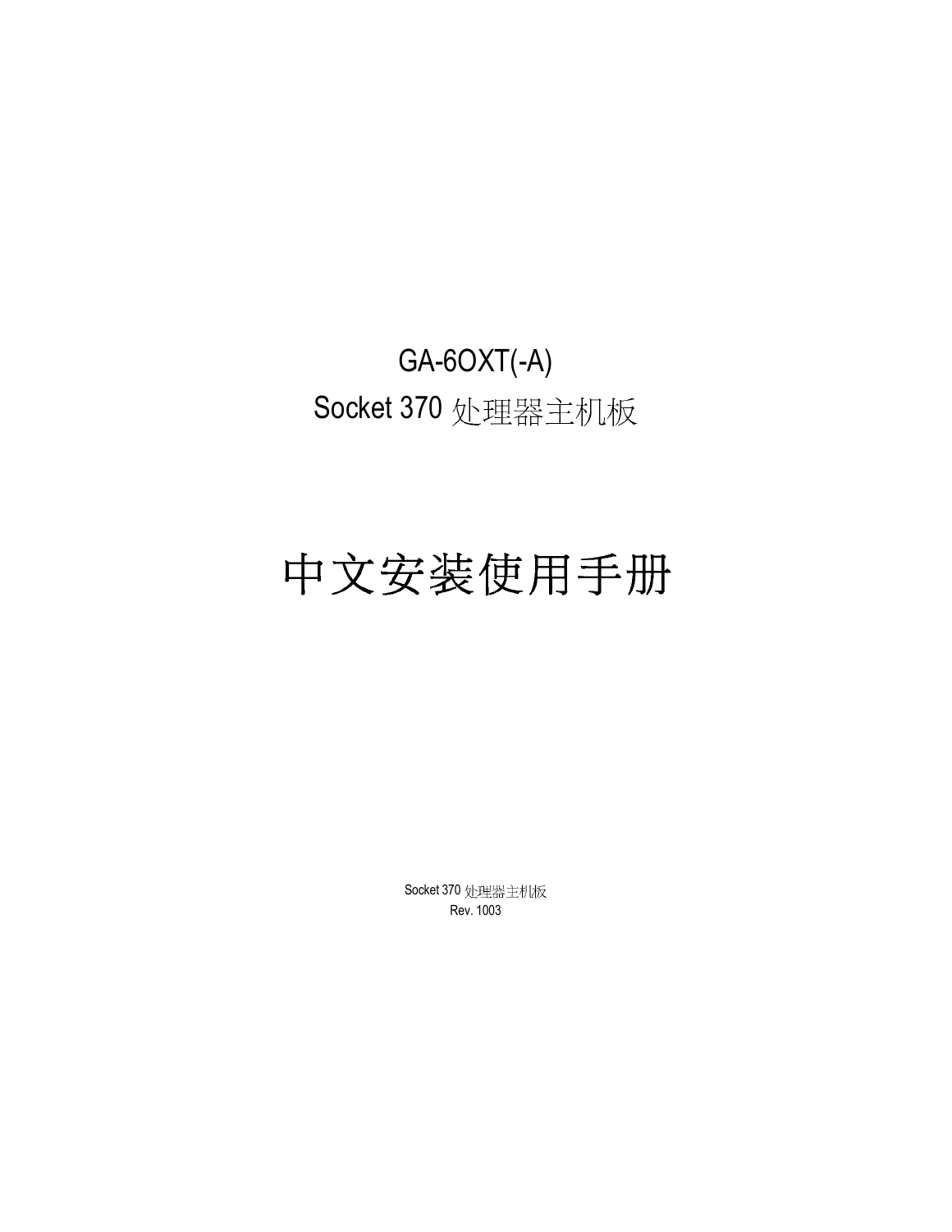# GA-6OXT(-A)

## Socket 370 处理器主机板

# 中文安装使用手册

Socket 370 处理器主机板
Rev. 1003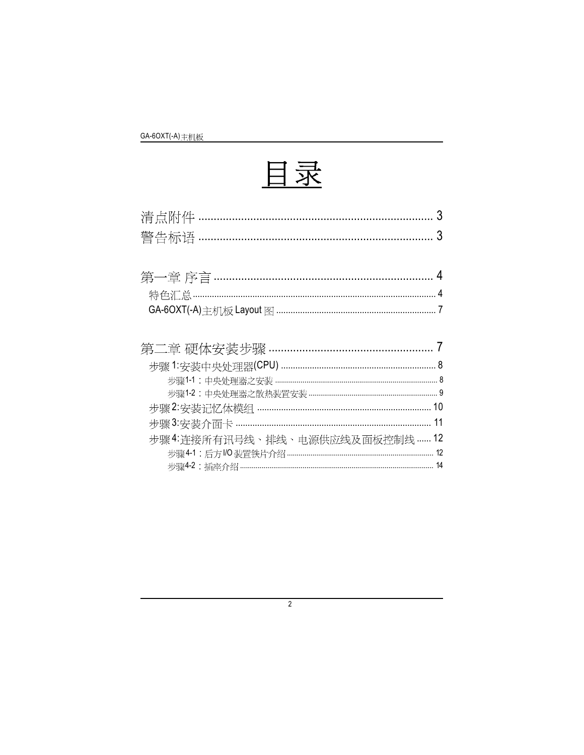# 目录

清点附件 ........................................................................ 3

警告标语 ........................................................................ 3

第一章 序言 ........................................................................ 4

- 特色汇总 ........................................................................ 4
- GA-6OXT(-A)主机板 Layout 图 ........................................................................ 7

第二章 硬体安装步骤 ........................................................................ 7

- 步骤 1:安装中央处理器(CPU) ........................................................................ 8
  - 步骤1-1：中央处理器之安装 ........................................................................ 8
  - 步骤1-2：中央处理器之散热装置安装 ........................................................................ 9
- 步骤 2:安装记忆体模组 ........................................................................ 10
- 步骤 3:安装介面卡 ........................................................................ 11
- 步骤 4:连接所有讯号线、排线、电源供应线及面板控制线 ...... 12
  - 步骤4-1：后方I/O装置铁片介绍 ........................................................................ 12
  - 步骤4-2：插座介绍 ........................................................................ 14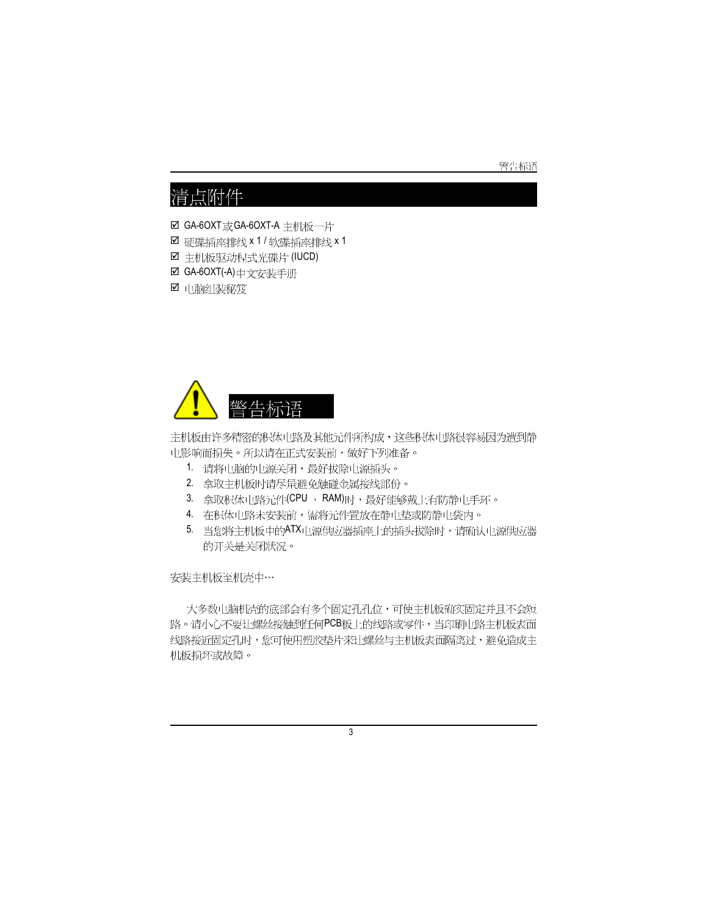# 清点附件

☑ GA-6OXT或GA-6OXT-A 主机板一片
☑ 硬碟插座排线 x 1 / 软碟插座排线 x 1
☑ 主机板驱动程式光碟片 (IUCD)
☑ GA-6OXT(-A)中文安装手册
☑ 电脑组装秘笈

# 警告标语

主机板由许多精密的积体电路及其他元件所构成，这些积体电路很容易因为遭到静电影响而损失。所以请在正式安装前，做好下列准备。

1. 请将电脑的电源关闭，最好拔除电源插头。
2. 拿取主机板时请尽量避免触碰金属接线部份。
3. 拿取积体电路元件(CPU 、 RAM)时，最好能够戴上有防静电手环。
4. 在积体电路未安装前，需将元件置放在静电垫或防静电袋内。
5. 当您将主机板中的ATX电源供应器插座上的插头拔除时，请确认电源供应器的开关是关闭状况。

安装主机板至机壳中…

大多数电脑机壳的底部会有多个固定孔孔位，可使主机板确实固定并且不会短路。请小心不要让螺丝接触到任何PCB板上的线路或零件，当印刷电路主机板表面线路接近固定孔时，您可使用塑胶垫片来让螺丝与主机板表面隔离过，避免造成主机板损坏或故障。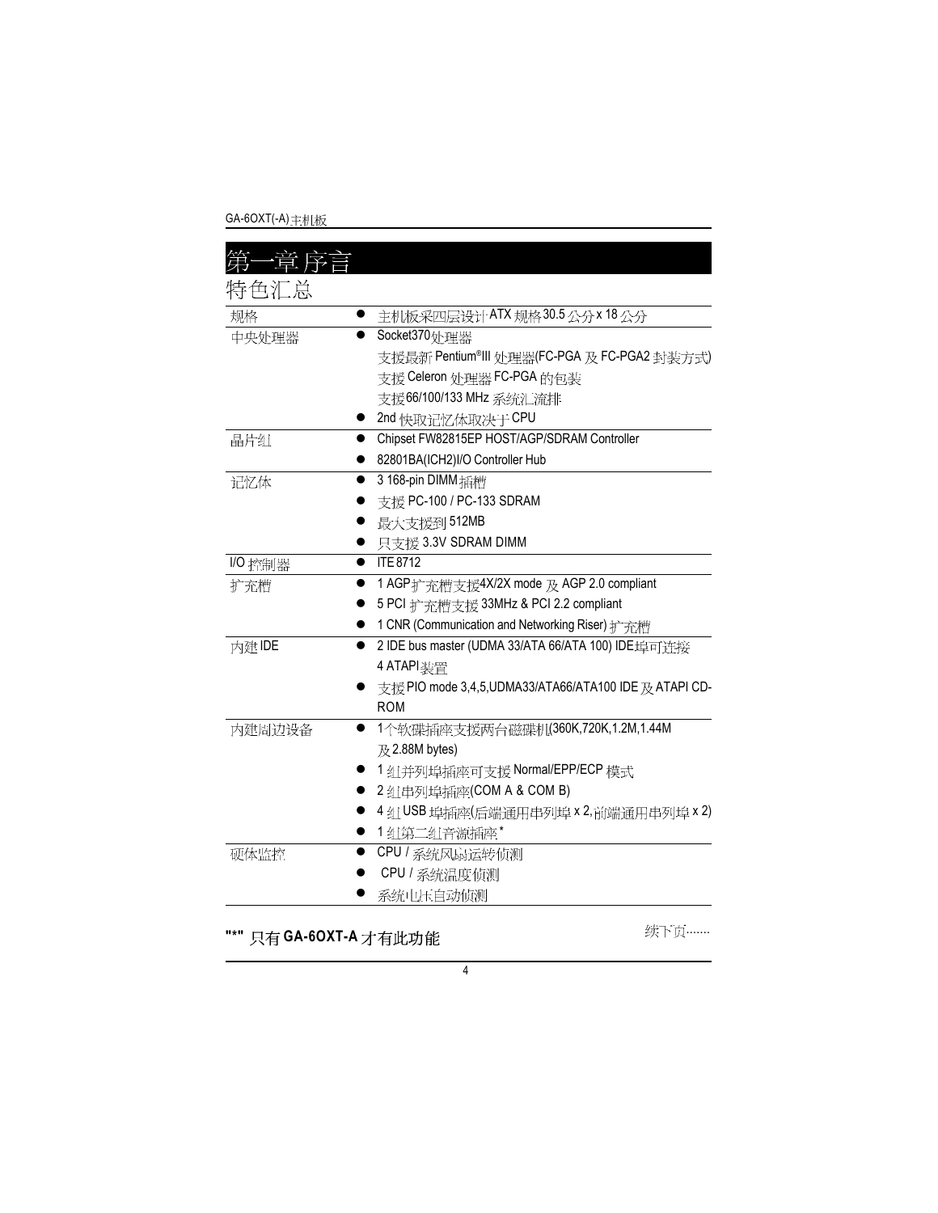# 第一章序言

## 特色汇总

| 规格 | 内容 |
|---|---|
| 规格 | ● 主机板采四层设计 ATX 规格 30.5 公分 x 18 公分 |
| 中央处理器 | ● Socket370 处理器<br>支援最新 Pentium®III 处理器(FC-PGA 及 FC-PGA2 封装方式)<br>支援 Celeron 处理器 FC-PGA 的包装<br>支援 66/100/133 MHz 系统汇流排<br>● 2nd 快取记忆体取决于 CPU |
| 晶片组 | ● Chipset FW82815EP HOST/AGP/SDRAM Controller<br>● 82801BA(ICH2)I/O Controller Hub |
| 记忆体 | ● 3 168-pin DIMM 插槽<br>● 支援 PC-100 / PC-133 SDRAM<br>● 最大支援到 512MB<br>● 只支援 3.3V SDRAM DIMM |
| I/O 控制器 | ● ITE 8712 |
| 扩充槽 | ● 1 AGP 扩充槽支援 4X/2X mode 及 AGP 2.0 compliant<br>● 5 PCI 扩充槽支援 33MHz & PCI 2.2 compliant<br>● 1 CNR (Communication and Networking Riser) 扩充槽 |
| 内建 IDE | ● 2 IDE bus master (UDMA 33/ATA 66/ATA 100) IDE 埠可连接 4 ATAPI 装置<br>● 支援 PIO mode 3,4,5,UDMA33/ATA66/ATA100 IDE 及 ATAPI CD-ROM |
| 内建周边设备 | ● 1 个软碟插座支援两台磁碟机(360K,720K,1.2M,1.44M 及 2.88M bytes)<br>● 1 组并列埠插座可支援 Normal/EPP/ECP 模式<br>● 2 组串列埠插座(COM A & COM B)<br>● 4 组 USB 埠插座(后端通用串列埠 x 2,前端通用串列埠 x 2)<br>● 1 组第二组音源插座* |
| 硬体监控 | ● CPU / 系统风扇运转侦测<br>● CPU / 系统温度侦测<br>● 系统电压自动侦测 |

**"*" 只有 GA-6OXT-A 才有此功能**

续下页……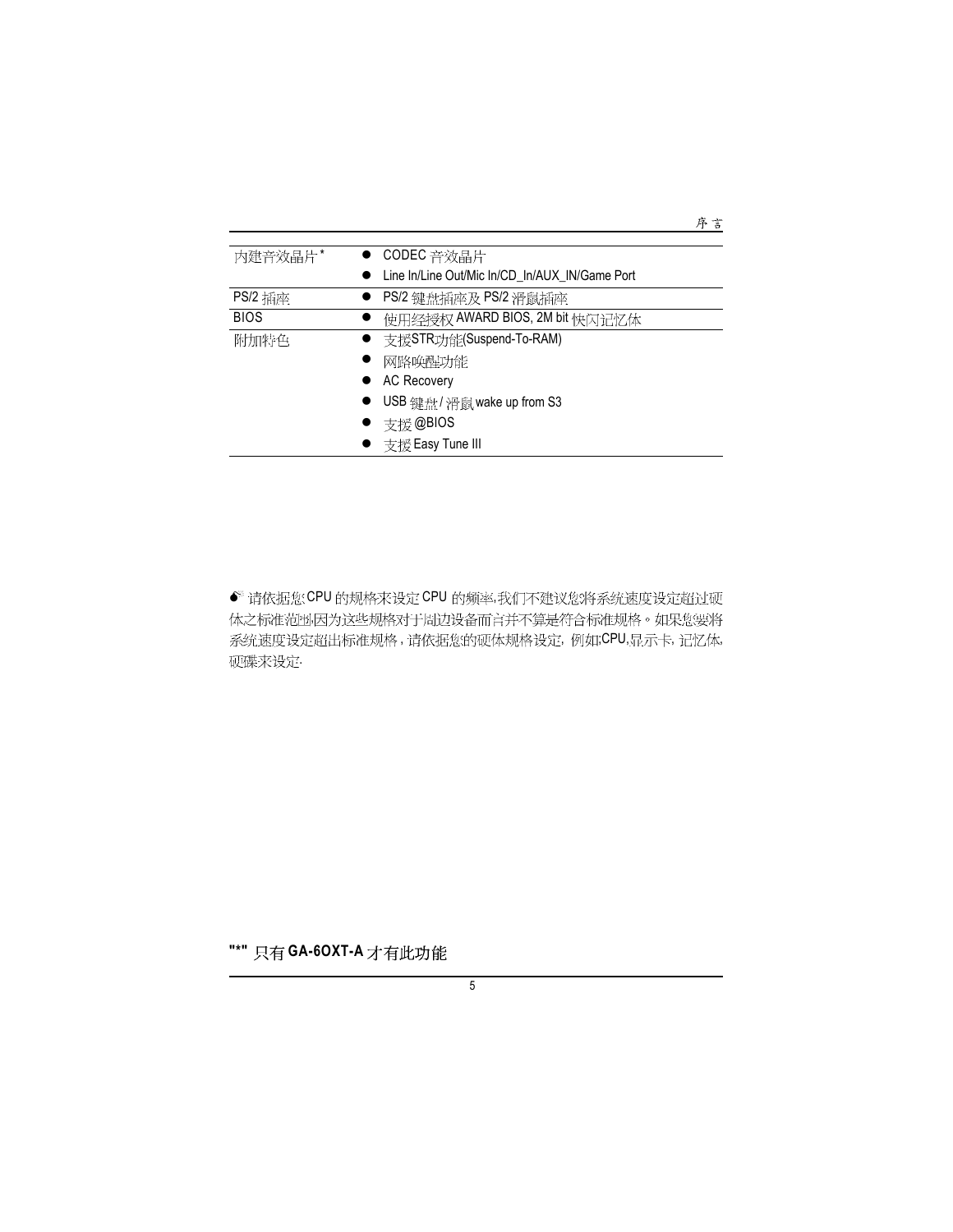| | |
|---|---|
| 内建音效晶片* | ● CODEC 音效晶片<br>● Line In/Line Out/Mic In/CD_In/AUX_IN/Game Port |
| PS/2 插座 | ● PS/2 键盘插座及 PS/2 滑鼠插座 |
| BIOS | ● 使用经授权 AWARD BIOS, 2M bit 快闪记忆体 |
| 附加特色 | ● 支援STR功能(Suspend-To-RAM)<br>● 网路唤醒功能<br>● AC Recovery<br>● USB 键盘/ 滑鼠 wake up from S3<br>● 支援 @BIOS<br>● 支援 Easy Tune III |

请依据您CPU 的规格来设定 CPU 的频率,我们不建议您将系统速度设定超过硬体之标准范围,因为这些规格对于周边设备而言并不算是符合标准规格。如果您要将系统速度设定超出标准规格，请依据您的硬体规格设定，例如:CPU,显示卡，记忆体,硬碟来设定.

**"*"** 只有 **GA-6OXT-A** 才有此功能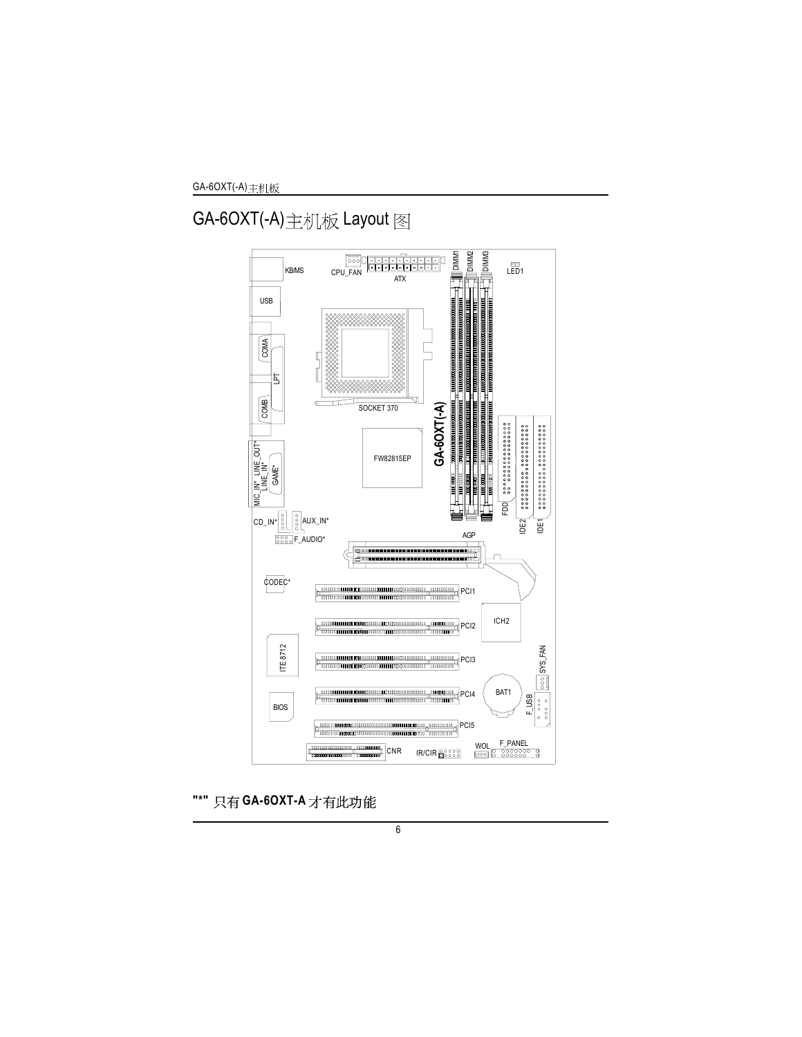# GA-6OXT(-A)主机板 Layout 图

KB/MS

CPU_FAN

ATX

DIMM1 DIMM2 DIMM3

LED1

USB

COMA

LPT

COMB

SOCKET 370

GA-6OXT(-A)

FW82815EP

FDD

IDE2 IDE1

MIC_IN* LINE_IN* LINE_OUT*

GAME*

CD_IN*

AUX_IN*

F_AUDIO*

AGP

CODEC*

PCI1

PCI2

ICH2

ITE 8712

PCI3

SYS_FAN

BAT1

PCI4

F_USB

BIOS

PCI5

CNR

IR/CIR

WOL

F_PANEL

**"*"** 只有 **GA-6OXT-A** 才有此功能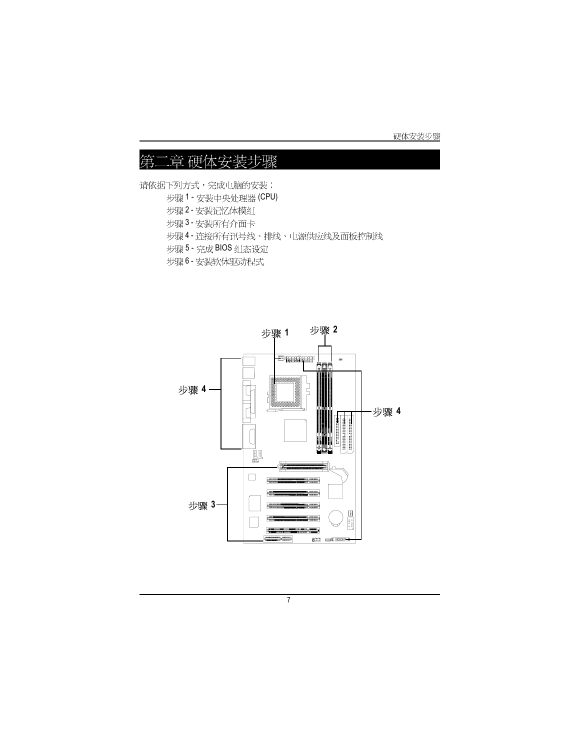# 第二章 硬体安装步骤

请依据下列方式，完成电脑的安装：

步骤 1 - 安装中央处理器 (CPU)

步骤 2 - 安装记忆体模组

步骤 3 - 安装所有介面卡

步骤 4 - 连接所有讯号线、排线、电源供应线及面板控制线

步骤 5 - 完成 BIOS 组态设定

步骤 6 - 安装软体驱动程式

步骤 1

步骤 2

步骤 4

步骤 4

步骤 3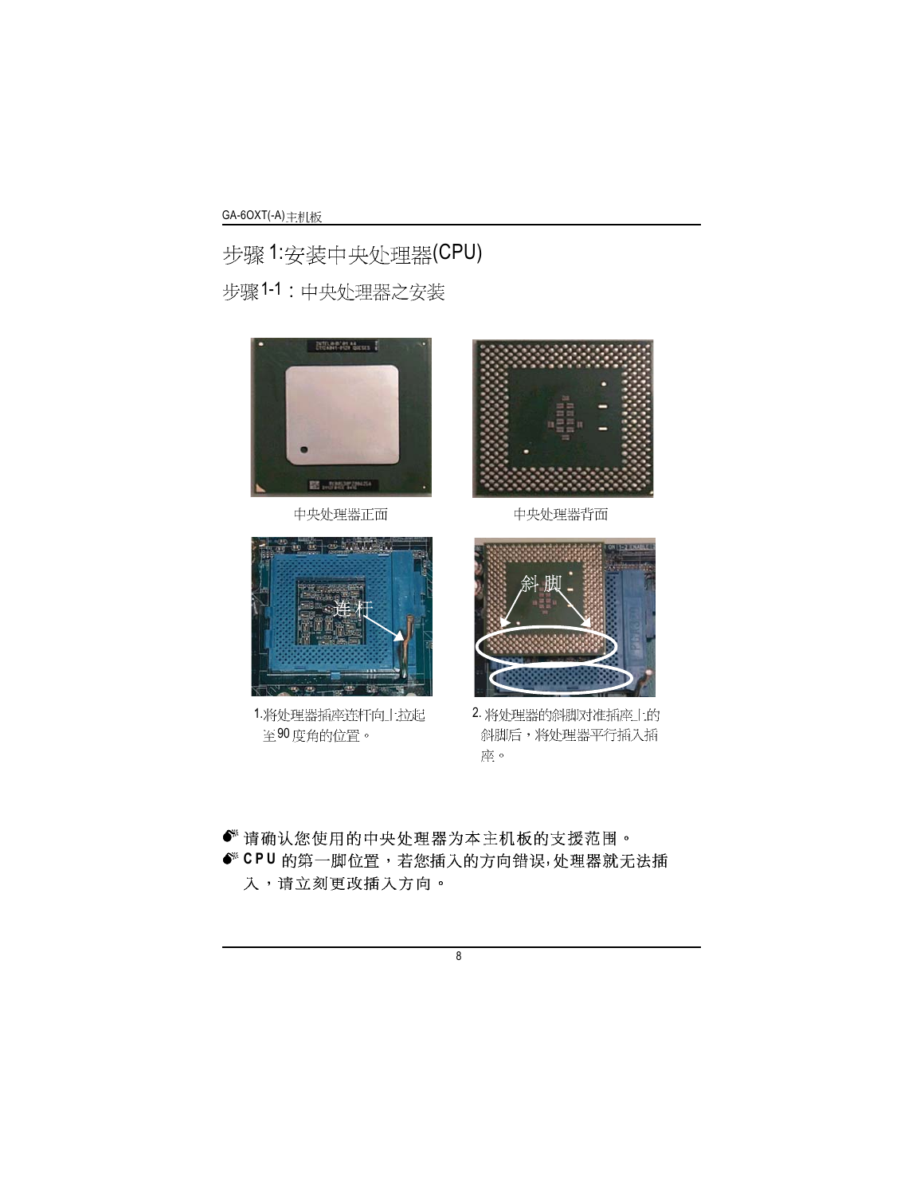# 步骤 1:安装中央处理器(CPU)

## 步骤1-1：中央处理器之安装

中央处理器正面

中央处理器背面

连杆

斜脚

1.将处理器插座连杆向上拉起至90度角的位置。

2. 将处理器的斜脚对准插座上的斜脚后，将处理器平行插入插座。

- 请确认您使用的中央处理器为本主机板的支援范围。
- CPU 的第一脚位置，若您插入的方向错误,处理器就无法插入，请立刻更改插入方向。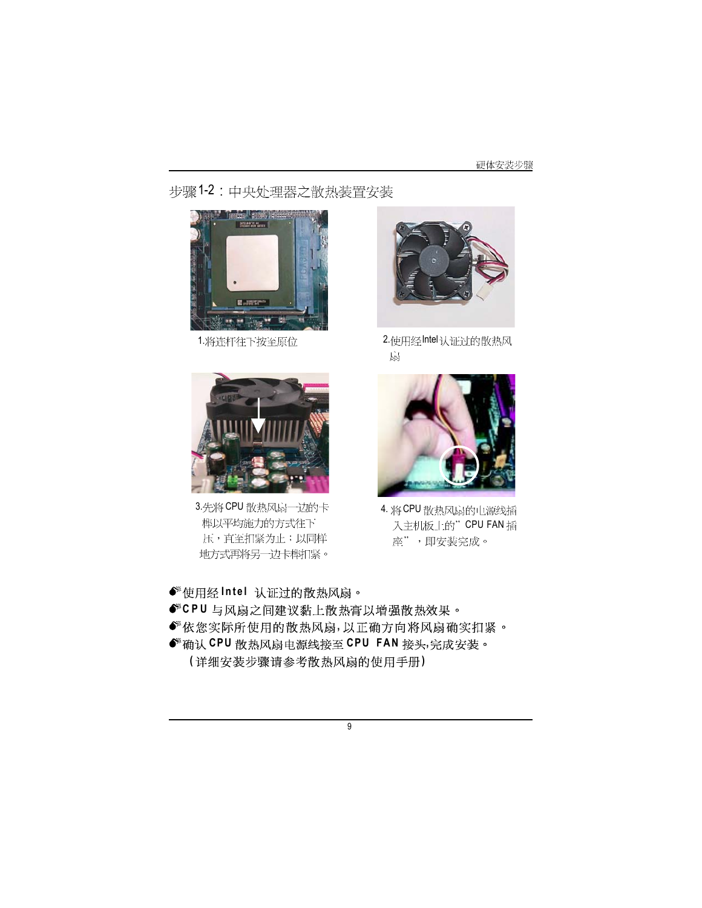## 步骤1-2：中央处理器之散热装置安装

1.将连杆往下按至原位

2.使用经Intel认证过的散热风扇

3.先将CPU散热风扇一边的卡榫以平均施力的方式往下压，直至扣紧为止；以同样地方式再将另一边卡榫扣紧。

4.将CPU散热风扇的电源线插入主机板上的"CPU FAN插座"，即安装完成。

- 使用经Intel认证过的散热风扇。
- CPU与风扇之间建议黏上散热膏以增强散热效果。
- 依您实际所使用的散热风扇，以正确方向将风扇确实扣紧。
- 确认CPU散热风扇电源线接至CPU FAN接头，完成安装。

(详细安装步骤请参考散热风扇的使用手册)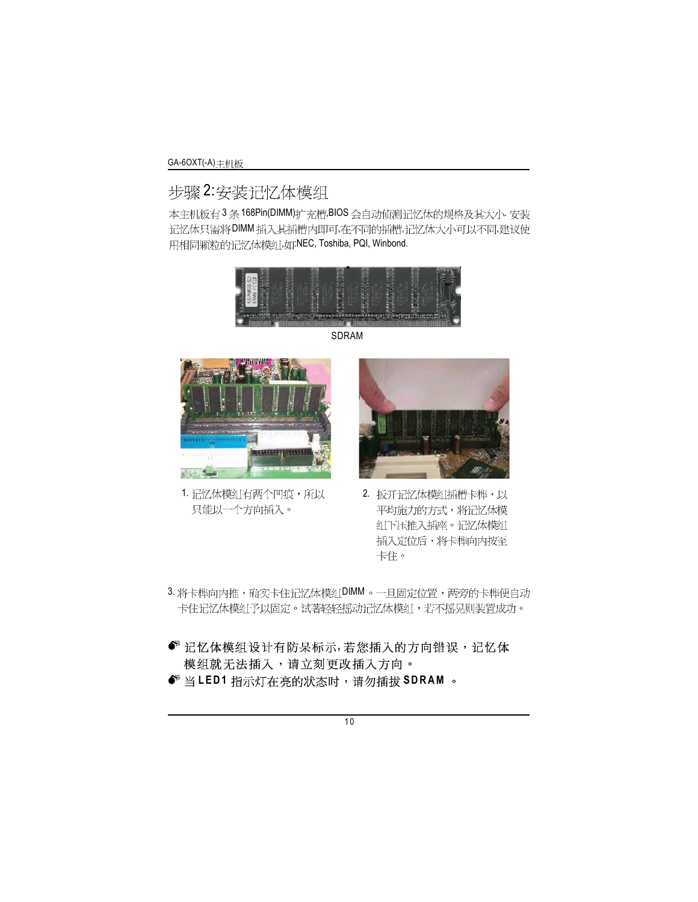## 步骤 2:安装记忆体模组

本主机板有 3 条 168Pin(DIMM)扩充槽,BIOS 会自动侦测记忆体的规格及其大小. 安装记忆体只需将 DIMM 插入其插槽内即可,在不同的插槽,记忆体大小可以不同,建议使用相同颗粒的记忆体模组,如:NEC, Toshiba, PQI, Winbond.

SDRAM

1. 记忆体模组有两个凹痕，所以只能以一个方向插入。

2. 扳开记忆体模组插槽卡榫，以平均施力的方式，将记忆体模组下压推入插座。记忆体模组插入定位后，将卡榫向内按至卡住。

3. 将卡榫向内推，确实卡住记忆体模组DIMM 。一旦固定位置，两旁的卡榫便自动卡住记忆体模组予以固定。试著轻轻摇动记忆体模组，若不摇晃则装置成功。

- 记忆体模组设计有防呆标示,若您插入的方向错误，记忆体模组就无法插入，请立刻更改插入方向 。
- 当 **LED1** 指示灯在亮的状态时，请勿插拔 **SDRAM** 。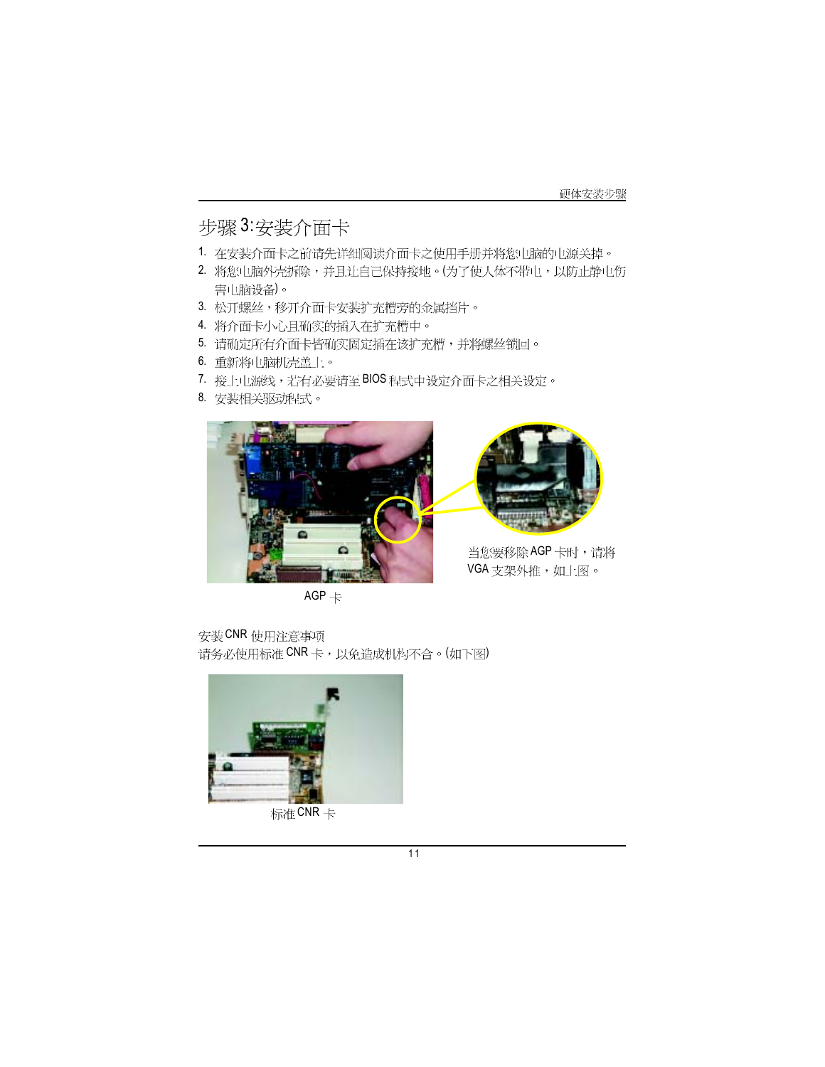## 步骤 3:安装介面卡

1. 在安装介面卡之前请先详细阅读介面卡之使用手册并将您电脑的电源关掉。
2. 将您电脑外壳拆除，并且让自己保持接地。(为了使人体不带电，以防止静电伤害电脑设备)。
3. 松开螺丝，移开介面卡安装扩充槽旁的金属挡片。
4. 将介面卡小心且确实的插入在扩充槽中。
5. 请确定所有介面卡皆确实固定插在该扩充槽，并将螺丝锁回。
6. 重新将电脑机壳盖上。
7. 接上电源线，若有必要请至 BIOS 程式中设定介面卡之相关设定。
8. 安装相关驱动程式。

AGP 卡

当您要移除 AGP 卡时，请将 VGA 支架外推，如上图。

安装 CNR 使用注意事项

请务必使用标准 CNR 卡，以免造成机构不合。(如下图)

标准 CNR 卡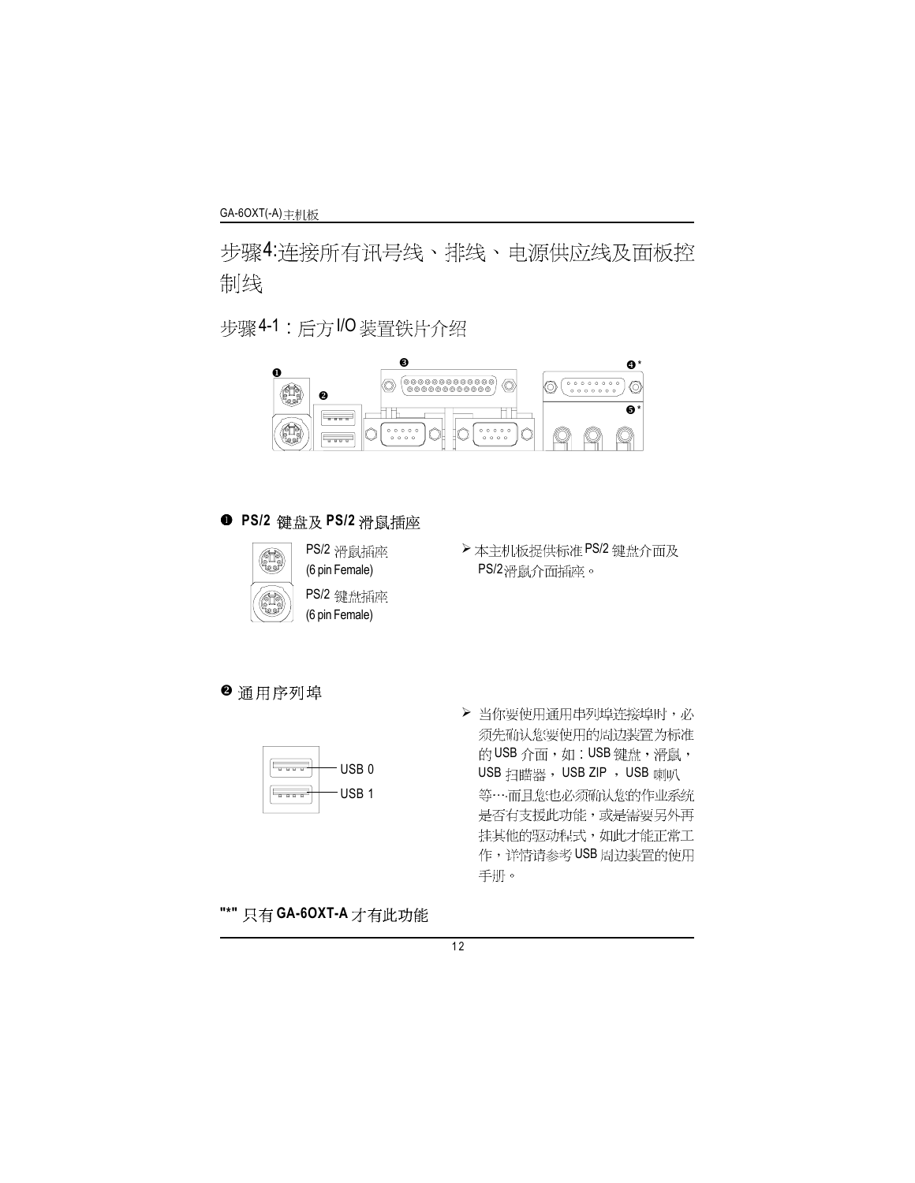# 步骤4:连接所有讯号线、排线、电源供应线及面板控制线

## 步骤4-1：后方I/O装置铁片介绍

❶ ❷ ❸ ❹* ❺*

### ❶ PS/2 键盘及 PS/2 滑鼠插座

PS/2 滑鼠插座
(6 pin Female)

PS/2 键盘插座
(6 pin Female)

➢ 本主机板提供标准 PS/2 键盘介面及 PS/2滑鼠介面插座。

### ❷ 通用序列埠

USB 0

USB 1

➢ 当你要使用通用串列埠连接埠时，必须先确认您要使用的周边装置为标准的 USB 介面，如：USB 键盘，滑鼠，USB 扫瞄器， USB ZIP ， USB 喇叭等⋯而且您也必须确认您的作业系统是否有支援此功能，或是需要另外再挂其他的驱动程式，如此才能正常工作，详情请参考 USB 周边装置的使用手册。

**"*"** 只有 **GA-6OXT-A** 才有此功能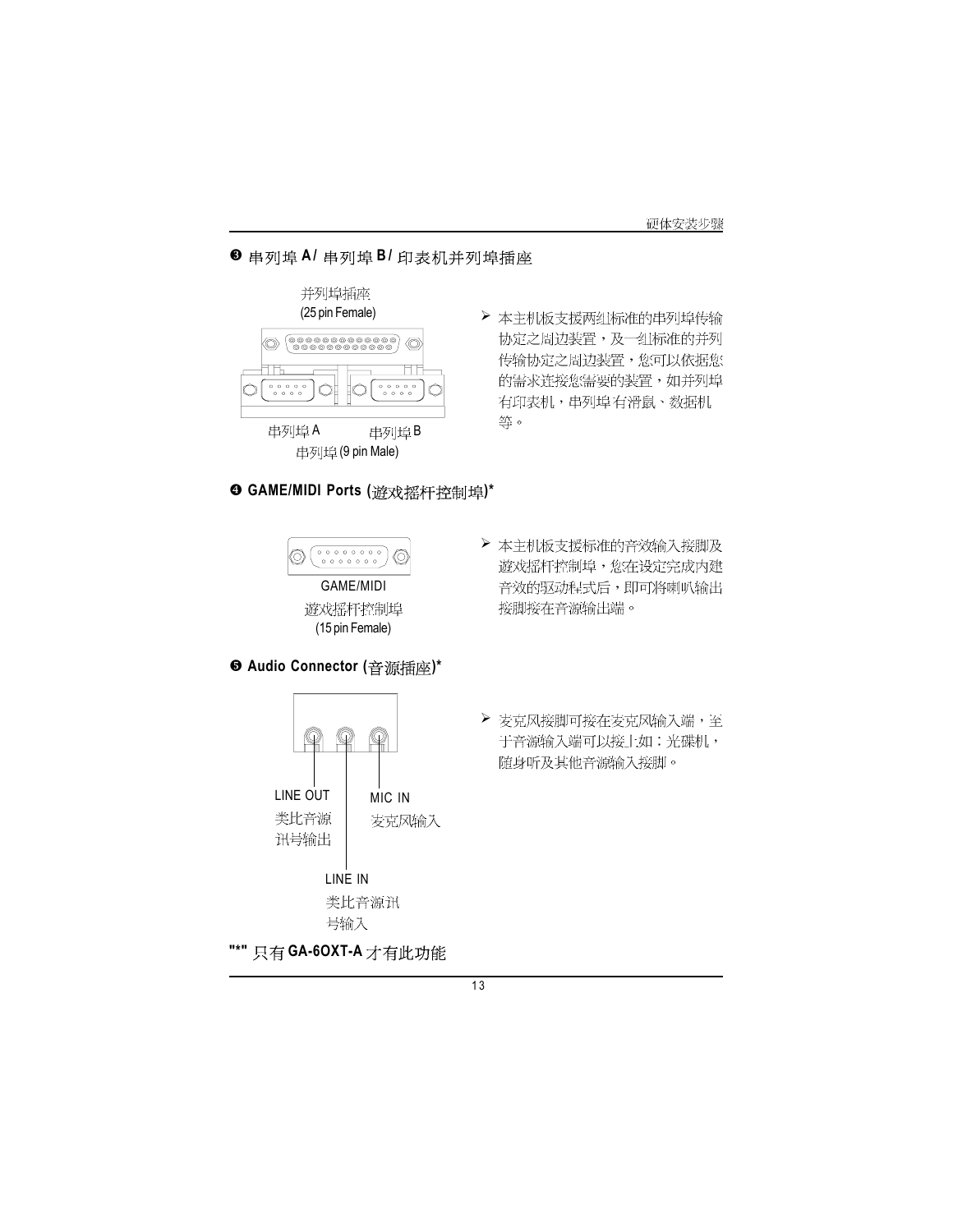## ❸ 串列埠 A/ 串列埠 B/ 印表机并列埠插座

并列埠插座
(25 pin Female)

串列埠 A　　串列埠 B
串列埠 (9 pin Male)

➢ 本主机板支援两组标准的串列埠传输协定之周边装置，及一组标准的并列传输协定之周边装置，您可以依据您的需求连接您需要的装置，如并列埠有印表机，串列埠有滑鼠、数据机等。

## ❹ GAME/MIDI Ports (遊戏摇杆控制埠)*

GAME/MIDI
遊戏摇杆控制埠
(15 pin Female)

➢ 本主机板支援标准的音效输入接脚及遊戏摇杆控制埠，您在设定完成内建音效的驱动程式后，即可将喇叭输出接脚接在音源输出端。

## ❺ Audio Connector (音源插座)*

LINE OUT
类比音源讯号输出

MIC IN
麦克风输入

LINE IN
类比音源讯号输入

➢ 麦克风接脚可接在麦克风输入端，至于音源输入端可以接上如：光碟机，随身听及其他音源输入接脚。

"*" 只有 **GA-6OXT-A** 才有此功能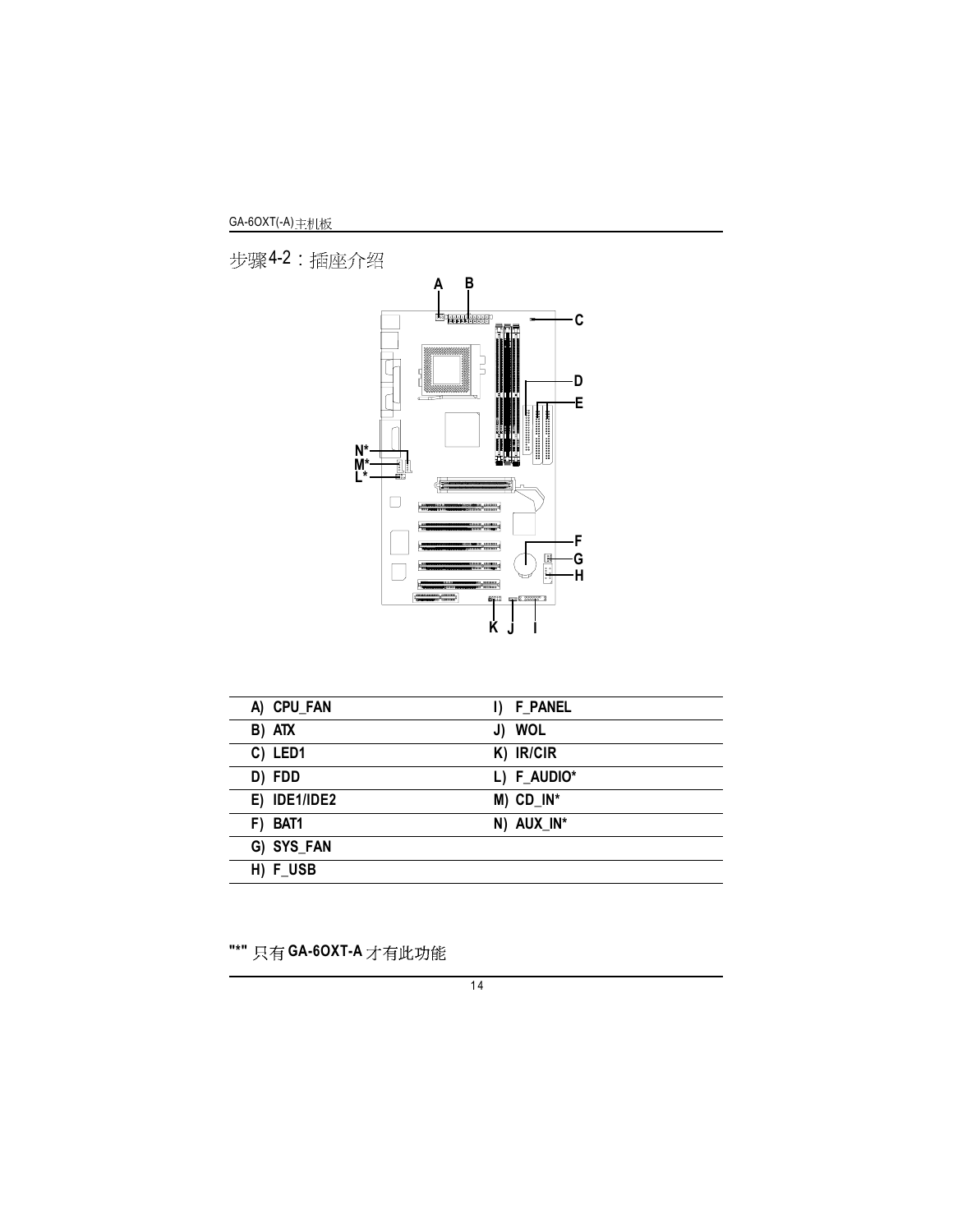## 步骤4-2：插座介绍

| | |
|---|---|
| A) CPU_FAN | I) F_PANEL |
| B) ATX | J) WOL |
| C) LED1 | K) IR/CIR |
| D) FDD | L) F_AUDIO* |
| E) IDE1/IDE2 | M) CD_IN* |
| F) BAT1 | N) AUX_IN* |
| G) SYS_FAN | |
| H) F_USB | |

**"*"** 只有 **GA-6OXT-A** 才有此功能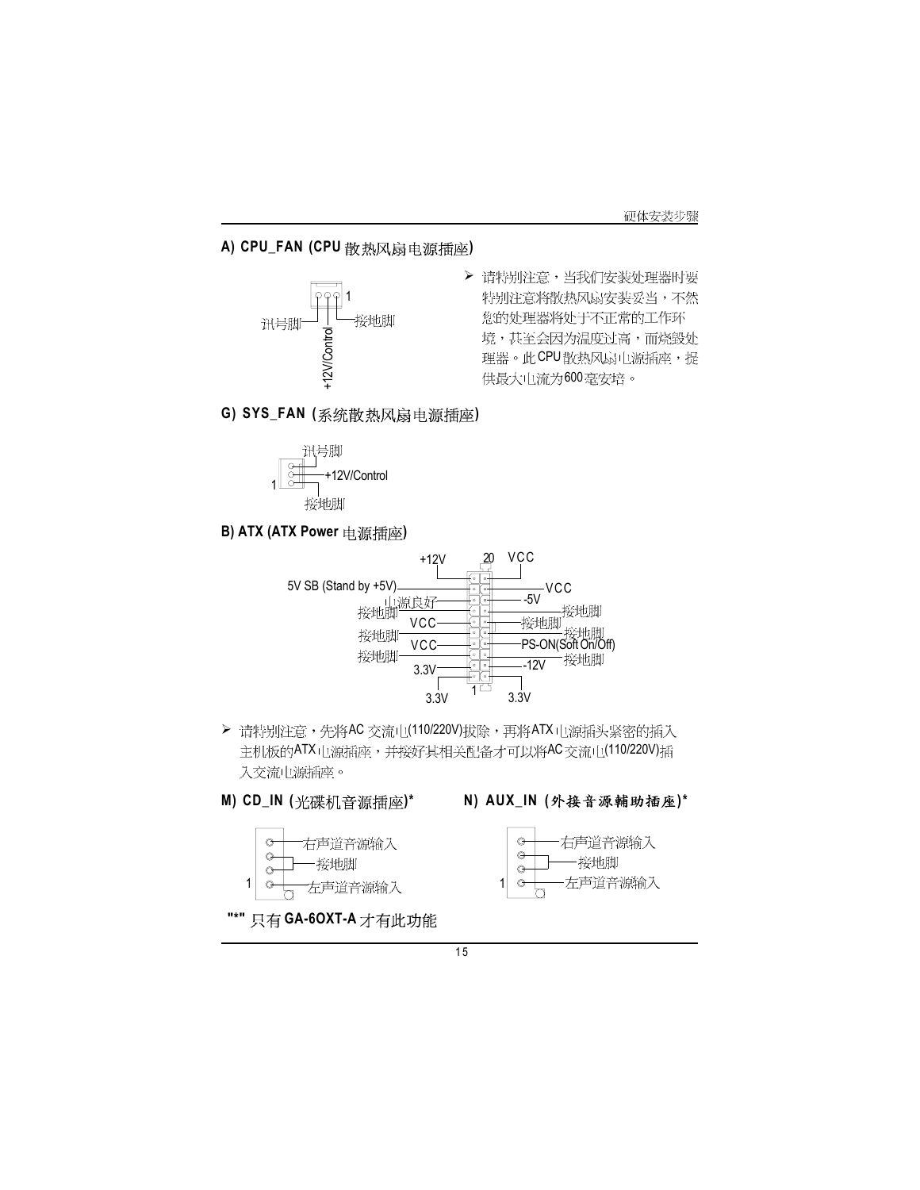## A) CPU_FAN (CPU 散热风扇电源插座)

讯号脚　+12V/Control　接地脚　1

> 请特别注意，当我们安装处理器时要特别注意将散热风扇安装妥当，不然您的处理器将处于不正常的工作环境，甚至会因为温度过高，而烧毁处理器。此 CPU 散热风扇电源插座，提供最大电流为600毫安培。

## G) SYS_FAN (系统散热风扇电源插座)

讯号脚　+12V/Control　接地脚　1

## B) ATX (ATX Power 电源插座)

+12V　20　VCC
5V SB (Stand by +5V)　VCC
电源良好　-5V
接地脚　接地脚
VCC　接地脚
接地脚　接地脚
VCC　PS-ON(Soft On/Off)
接地脚　接地脚
3.3V　-12V
3.3V　1　3.3V

> 请特别注意，先将AC 交流电(110/220V)拔除，再将ATX电源插头紧密的插入主机板的ATX电源插座，并接好其相关配备才可以将AC交流电(110/220V)插入交流电源插座。

## M) CD_IN (光碟机音源插座)*

右声道音源输入
接地脚
1　左声道音源输入

## N) AUX_IN (外接音源辅助插座)*

右声道音源输入
接地脚
1　左声道音源输入

"*" 只有 **GA-6OXT-A** 才有此功能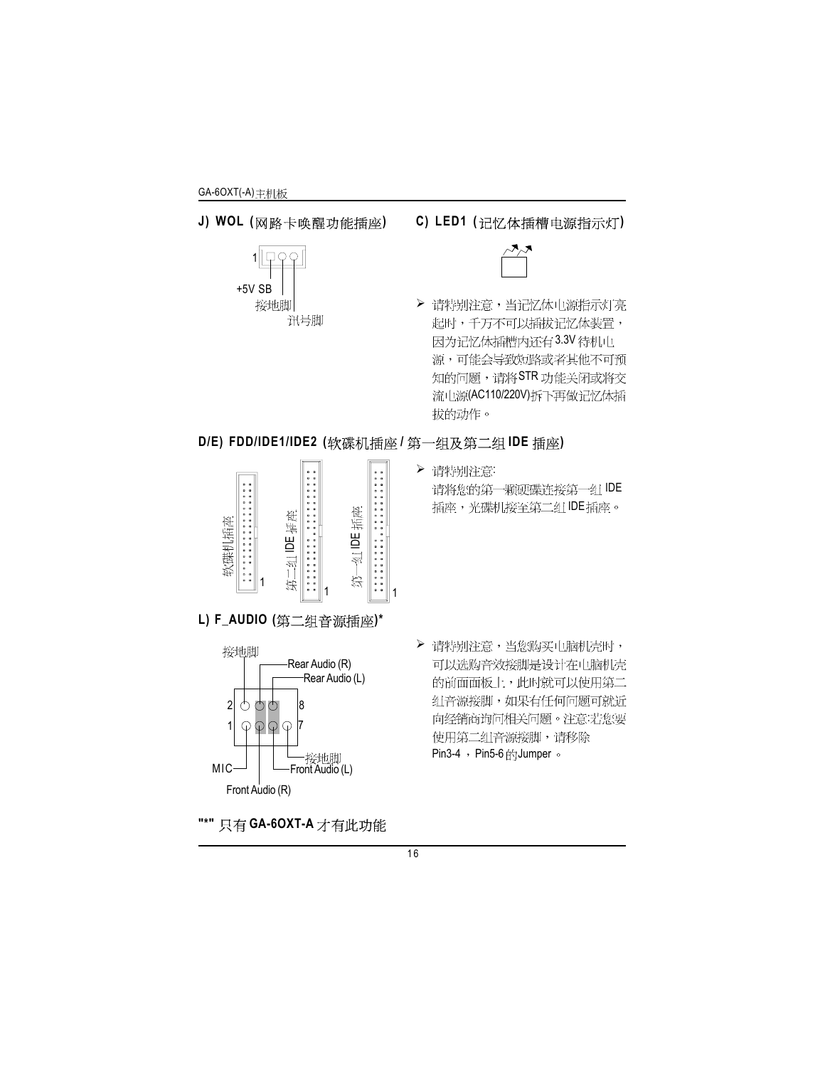## J) WOL (网路卡唤醒功能插座)

1

+5V SB

接地脚

讯号脚

## C) LED1 (记忆体插槽电源指示灯)

➢ 请特别注意，当记忆体电源指示灯亮起时，千万不可以插拔记忆体装置，因为记忆体插槽内还有3.3V待机电源，可能会导致短路或者其他不可预知的问题，请将STR功能关闭或将交流电源(AC110/220V)拆下再做记忆体插拔的动作。

## D/E) FDD/IDE1/IDE2 (软碟机插座 / 第一组及第二组 IDE 插座)

软碟机插座 1

第二组 IDE 插座 1

第一组 IDE 插座 1

➢ 请特别注意:
请将您的第一颗硬碟连接第一组 IDE 插座，光碟机接至第二组 IDE插座。

## L) F_AUDIO (第二组音源插座)*

接地脚

Rear Audio (R)

Rear Audio (L)

2 8

1 7

接地脚

MIC

Front Audio (L)

Front Audio (R)

➢ 请特别注意，当您购买电脑机壳时，可以选购音效接脚是设计在电脑机壳的前面面板上，此时就可以使用第二组音源接脚，如果有任何问题可就近向经销商询问相关问题。注意:若您要使用第二组音源接脚，请移除 Pin3-4 ，Pin5-6 的Jumper 。

"*" 只有 **GA-6OXT-A** 才有此功能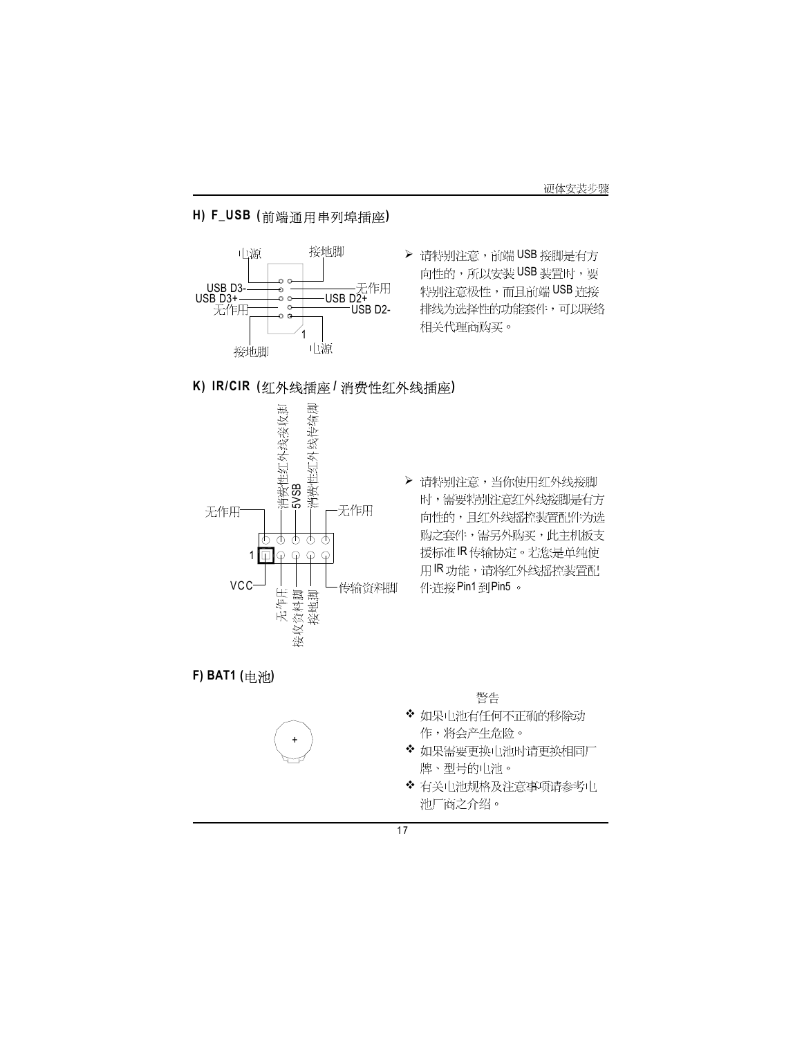## H) F_USB (前端通用串列埠插座)

电源 接地脚

USB D3- 无作用

USB D3+ USB D2+

无作用 USB D2-

1

接地脚 电源

➢ 请特别注意，前端 USB 接脚是有方向性的，所以安装 USB 装置时，要特别注意极性，而且前端 USB 连接排线为选择性的功能套件，可以联络相关代理商购买。

## K) IR/CIR (红外线插座 / 消费性红外线插座)

无作用 消费性红外线接收脚 5VSB 消费性红外线传输脚 无作用

1

VCC 无作用 接收资料脚 接地脚 传输资料脚

➢ 请特别注意，当你使用红外线接脚时，需要特别注意红外线接脚是有方向性的，且红外线摇控装置配件为选购之套件，需另外购买，此主机板支援标准 IR 传输协定。若您是单纯使用 IR 功能，请将红外线摇控装置配件连接 Pin1 到 Pin5 。

## F) BAT1 (电池)

+

警告

❖ 如果电池有任何不正确的移除动作，将会产生危险。

❖ 如果需要更换电池时请更换相同厂牌、型号的电池。

❖ 有关电池规格及注意事项请参考电池厂商之介绍。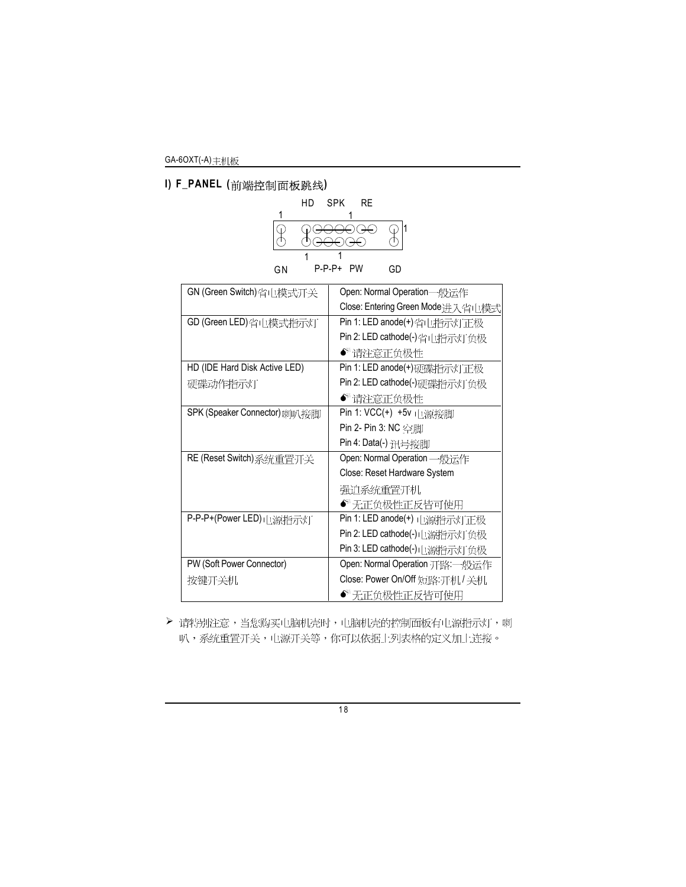## I) F_PANEL (前端控制面板跳线)

HD SPK RE
1 1
1
1 1
GN P-P-P+ PW GD

| | |
|---|---|
| GN (Green Switch)省电模式开关 | Open: Normal Operation一般运作<br>Close: Entering Green Mode进入省电模式 |
| GD (Green LED)省电模式指示灯 | Pin 1: LED anode(+)省电指示灯正极<br>Pin 2: LED cathode(-)省电指示灯负极<br>请注意正负极性 |
| HD (IDE Hard Disk Active LED)<br>硬碟动作指示灯 | Pin 1: LED anode(+)硬碟指示灯正极<br>Pin 2: LED cathode(-)硬碟指示灯负极<br>请注意正负极性 |
| SPK (Speaker Connector)喇叭接脚 | Pin 1: VCC(+) +5v 电源接脚<br>Pin 2- Pin 3: NC 空脚<br>Pin 4: Data(-) 讯号接脚 |
| RE (Reset Switch)系统重置开关 | Open: Normal Operation 一般运作<br>Close: Reset Hardware System<br>强迫系统重置开机<br>无正负极性正反皆可使用 |
| P-P-P+(Power LED)电源指示灯 | Pin 1: LED anode(+) 电源指示灯正极<br>Pin 2: LED cathode(-)电源指示灯负极<br>Pin 3: LED cathode(-)电源指示灯负极 |
| PW (Soft Power Connector)<br>按键开关机 | Open: Normal Operation 开路:一般运作<br>Close: Power On/Off 短路:开机/关机<br>无正负极性正反皆可使用 |

- 请特别注意，当您购买电脑机壳时，电脑机壳的控制面板有电源指示灯，喇叭，系统重置开关，电源开关等，你可以依据上列表格的定义加上连接。